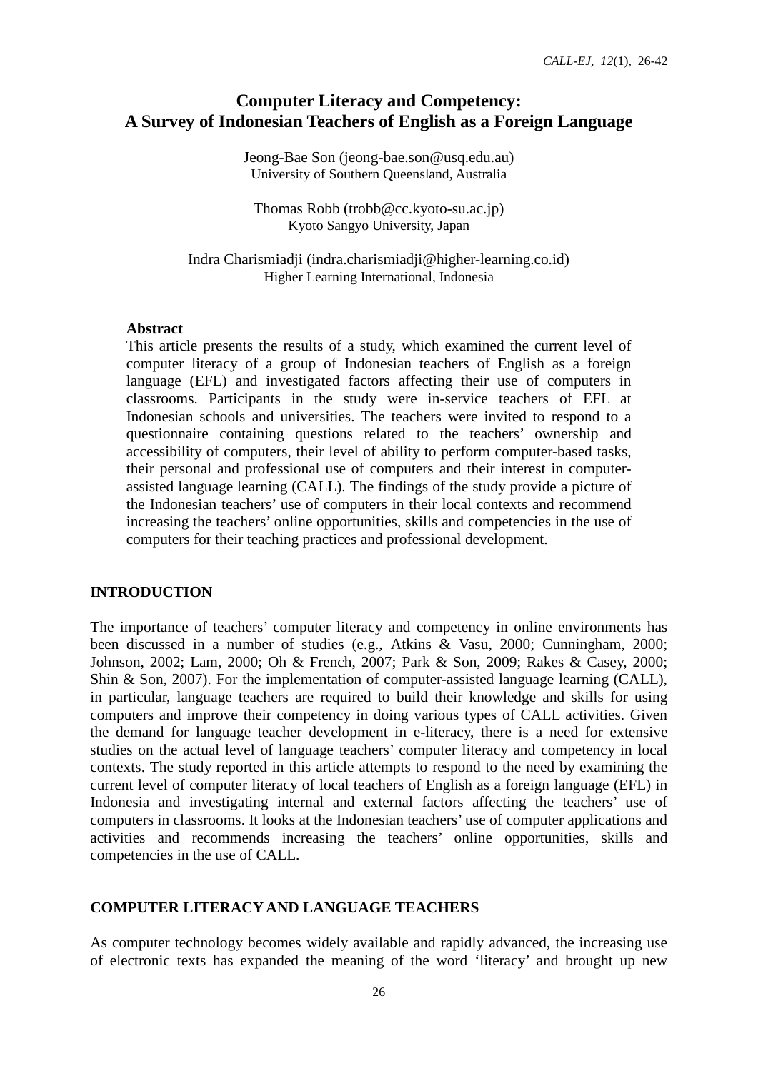# Computer Literacy and Competency: A Survey of Indonesian Teachers of English as a Foreign Language

Jeong-Bae Son (jeong-bae.son@usq.edu.au)
University of Southern Queensland, Australia

Thomas Robb (trobb@cc.kyoto-su.ac.jp)
Kyoto Sangyo University, Japan

Indra Charismiadji (indra.charismiadji@higher-learning.co.id)
Higher Learning International, Indonesia

**Abstract**

This article presents the results of a study, which examined the current level of computer literacy of a group of Indonesian teachers of English as a foreign language (EFL) and investigated factors affecting their use of computers in classrooms. Participants in the study were in-service teachers of EFL at Indonesian schools and universities. The teachers were invited to respond to a questionnaire containing questions related to the teachers' ownership and accessibility of computers, their level of ability to perform computer-based tasks, their personal and professional use of computers and their interest in computer-assisted language learning (CALL). The findings of the study provide a picture of the Indonesian teachers' use of computers in their local contexts and recommend increasing the teachers' online opportunities, skills and competencies in the use of computers for their teaching practices and professional development.

## INTRODUCTION

The importance of teachers' computer literacy and competency in online environments has been discussed in a number of studies (e.g., Atkins & Vasu, 2000; Cunningham, 2000; Johnson, 2002; Lam, 2000; Oh & French, 2007; Park & Son, 2009; Rakes & Casey, 2000; Shin & Son, 2007). For the implementation of computer-assisted language learning (CALL), in particular, language teachers are required to build their knowledge and skills for using computers and improve their competency in doing various types of CALL activities. Given the demand for language teacher development in e-literacy, there is a need for extensive studies on the actual level of language teachers' computer literacy and competency in local contexts. The study reported in this article attempts to respond to the need by examining the current level of computer literacy of local teachers of English as a foreign language (EFL) in Indonesia and investigating internal and external factors affecting the teachers' use of computers in classrooms. It looks at the Indonesian teachers' use of computer applications and activities and recommends increasing the teachers' online opportunities, skills and competencies in the use of CALL.

## COMPUTER LITERACY AND LANGUAGE TEACHERS

As computer technology becomes widely available and rapidly advanced, the increasing use of electronic texts has expanded the meaning of the word 'literacy' and brought up new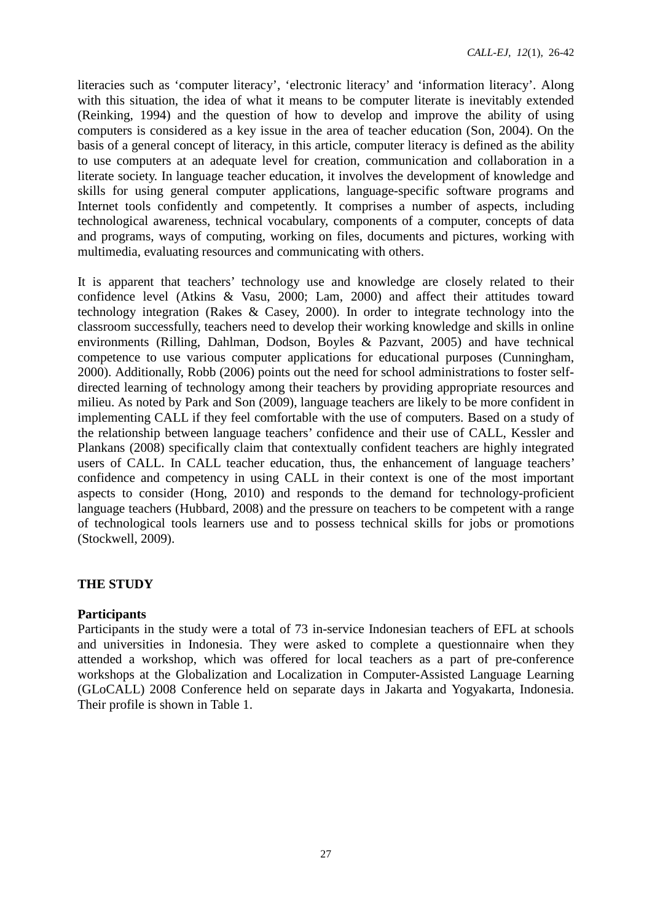literacies such as 'computer literacy', 'electronic literacy' and 'information literacy'. Along with this situation, the idea of what it means to be computer literate is inevitably extended (Reinking, 1994) and the question of how to develop and improve the ability of using computers is considered as a key issue in the area of teacher education (Son, 2004). On the basis of a general concept of literacy, in this article, computer literacy is defined as the ability to use computers at an adequate level for creation, communication and collaboration in a literate society. In language teacher education, it involves the development of knowledge and skills for using general computer applications, language-specific software programs and Internet tools confidently and competently. It comprises a number of aspects, including technological awareness, technical vocabulary, components of a computer, concepts of data and programs, ways of computing, working on files, documents and pictures, working with multimedia, evaluating resources and communicating with others.

It is apparent that teachers' technology use and knowledge are closely related to their confidence level (Atkins & Vasu, 2000; Lam, 2000) and affect their attitudes toward technology integration (Rakes & Casey, 2000). In order to integrate technology into the classroom successfully, teachers need to develop their working knowledge and skills in online environments (Rilling, Dahlman, Dodson, Boyles & Pazvant, 2005) and have technical competence to use various computer applications for educational purposes (Cunningham, 2000). Additionally, Robb (2006) points out the need for school administrations to foster self-directed learning of technology among their teachers by providing appropriate resources and milieu. As noted by Park and Son (2009), language teachers are likely to be more confident in implementing CALL if they feel comfortable with the use of computers. Based on a study of the relationship between language teachers' confidence and their use of CALL, Kessler and Plankans (2008) specifically claim that contextually confident teachers are highly integrated users of CALL. In CALL teacher education, thus, the enhancement of language teachers' confidence and competency in using CALL in their context is one of the most important aspects to consider (Hong, 2010) and responds to the demand for technology-proficient language teachers (Hubbard, 2008) and the pressure on teachers to be competent with a range of technological tools learners use and to possess technical skills for jobs or promotions (Stockwell, 2009).

## THE STUDY

### Participants

Participants in the study were a total of 73 in-service Indonesian teachers of EFL at schools and universities in Indonesia. They were asked to complete a questionnaire when they attended a workshop, which was offered for local teachers as a part of pre-conference workshops at the Globalization and Localization in Computer-Assisted Language Learning (GLoCALL) 2008 Conference held on separate days in Jakarta and Yogyakarta, Indonesia. Their profile is shown in Table 1.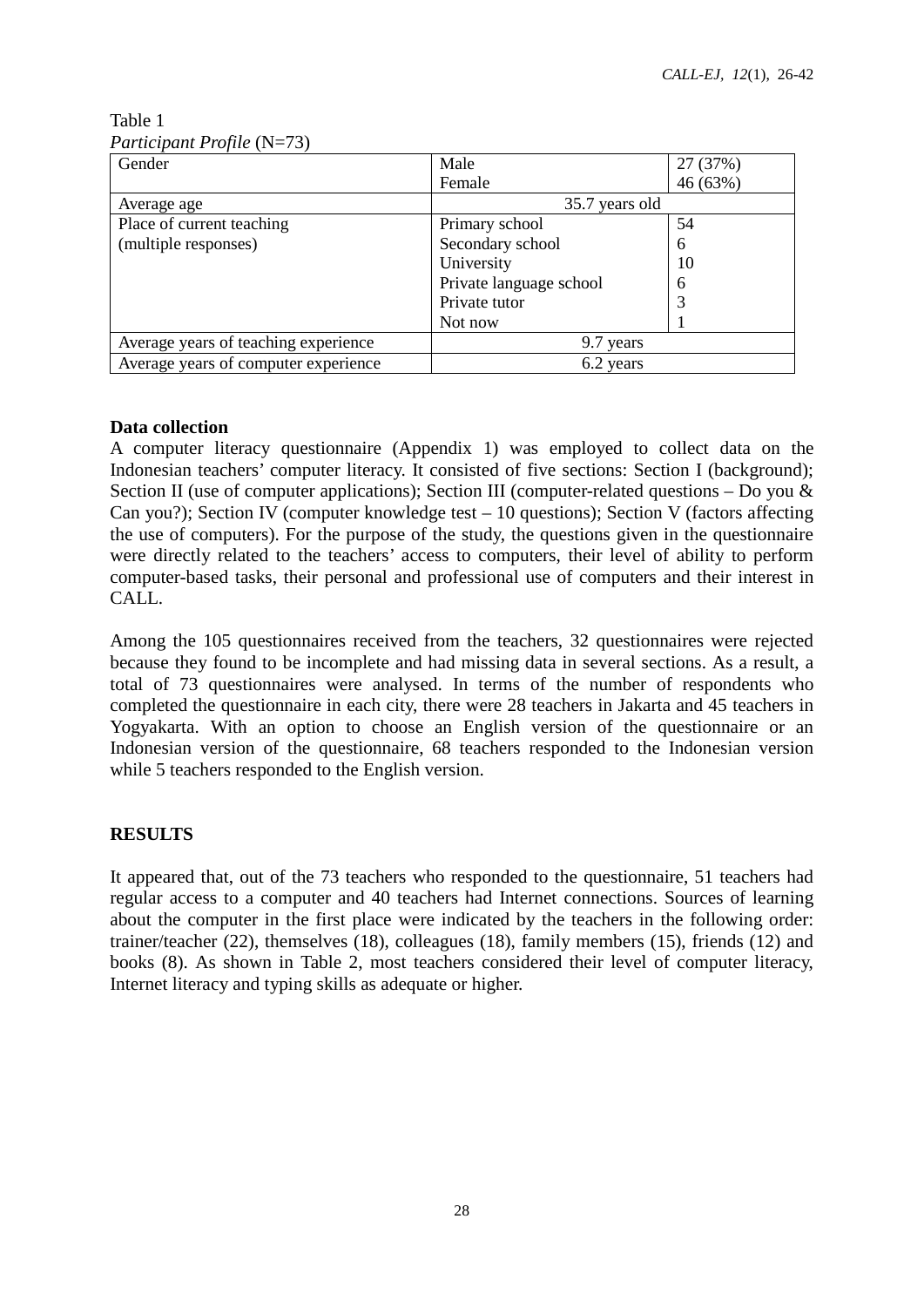Table 1
*Participant Profile* (N=73)

| Gender | Male | 27 (37%) |
|---|---|---|
| | Female | 46 (63%) |
| Average age | 35.7 years old | |
| Place of current teaching (multiple responses) | Primary school | 54 |
| | Secondary school | 6 |
| | University | 10 |
| | Private language school | 6 |
| | Private tutor | 3 |
| | Not now | 1 |
| Average years of teaching experience | 9.7 years | |
| Average years of computer experience | 6.2 years | |

**Data collection**

A computer literacy questionnaire (Appendix 1) was employed to collect data on the Indonesian teachers' computer literacy. It consisted of five sections: Section I (background); Section II (use of computer applications); Section III (computer-related questions – Do you & Can you?); Section IV (computer knowledge test – 10 questions); Section V (factors affecting the use of computers). For the purpose of the study, the questions given in the questionnaire were directly related to the teachers' access to computers, their level of ability to perform computer-based tasks, their personal and professional use of computers and their interest in CALL.

Among the 105 questionnaires received from the teachers, 32 questionnaires were rejected because they found to be incomplete and had missing data in several sections. As a result, a total of 73 questionnaires were analysed. In terms of the number of respondents who completed the questionnaire in each city, there were 28 teachers in Jakarta and 45 teachers in Yogyakarta. With an option to choose an English version of the questionnaire or an Indonesian version of the questionnaire, 68 teachers responded to the Indonesian version while 5 teachers responded to the English version.

## RESULTS

It appeared that, out of the 73 teachers who responded to the questionnaire, 51 teachers had regular access to a computer and 40 teachers had Internet connections. Sources of learning about the computer in the first place were indicated by the teachers in the following order: trainer/teacher (22), themselves (18), colleagues (18), family members (15), friends (12) and books (8). As shown in Table 2, most teachers considered their level of computer literacy, Internet literacy and typing skills as adequate or higher.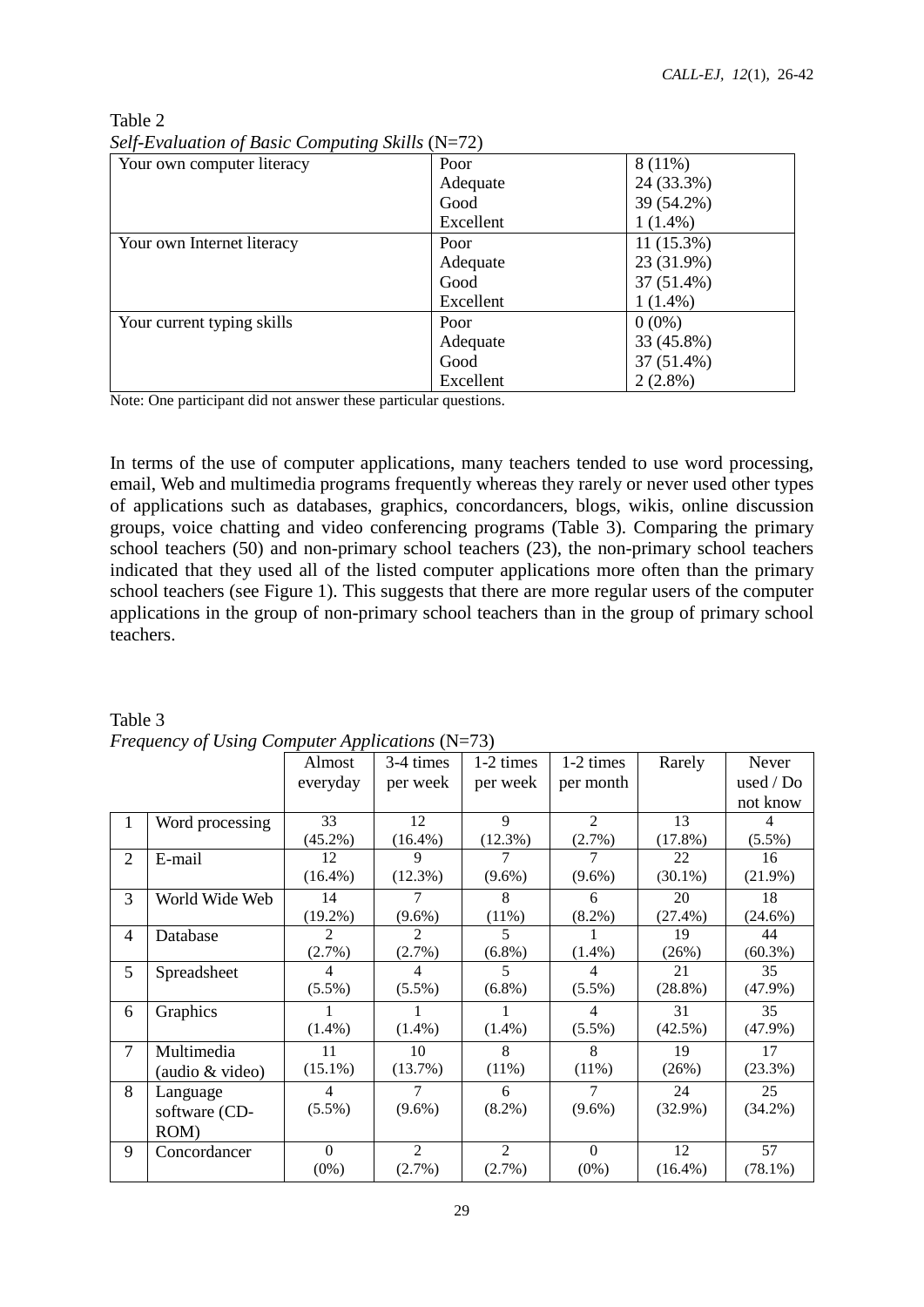Table 2
*Self-Evaluation of Basic Computing Skills* (N=72)

| | | |
|---|---|---|
| Your own computer literacy | Poor | 8 (11%) |
| | Adequate | 24 (33.3%) |
| | Good | 39 (54.2%) |
| | Excellent | 1 (1.4%) |
| Your own Internet literacy | Poor | 11 (15.3%) |
| | Adequate | 23 (31.9%) |
| | Good | 37 (51.4%) |
| | Excellent | 1 (1.4%) |
| Your current typing skills | Poor | 0 (0%) |
| | Adequate | 33 (45.8%) |
| | Good | 37 (51.4%) |
| | Excellent | 2 (2.8%) |

Note: One participant did not answer these particular questions.

In terms of the use of computer applications, many teachers tended to use word processing, email, Web and multimedia programs frequently whereas they rarely or never used other types of applications such as databases, graphics, concordancers, blogs, wikis, online discussion groups, voice chatting and video conferencing programs (Table 3). Comparing the primary school teachers (50) and non-primary school teachers (23), the non-primary school teachers indicated that they used all of the listed computer applications more often than the primary school teachers (see Figure 1). This suggests that there are more regular users of the computer applications in the group of non-primary school teachers than in the group of primary school teachers.

Table 3
*Frequency of Using Computer Applications* (N=73)

| | | Almost everyday | 3-4 times per week | 1-2 times per week | 1-2 times per month | Rarely | Never used / Do not know |
|---|---|---|---|---|---|---|---|
| 1 | Word processing | 33 (45.2%) | 12 (16.4%) | 9 (12.3%) | 2 (2.7%) | 13 (17.8%) | 4 (5.5%) |
| 2 | E-mail | 12 (16.4%) | 9 (12.3%) | 7 (9.6%) | 7 (9.6%) | 22 (30.1%) | 16 (21.9%) |
| 3 | World Wide Web | 14 (19.2%) | 7 (9.6%) | 8 (11%) | 6 (8.2%) | 20 (27.4%) | 18 (24.6%) |
| 4 | Database | 2 (2.7%) | 2 (2.7%) | 5 (6.8%) | 1 (1.4%) | 19 (26%) | 44 (60.3%) |
| 5 | Spreadsheet | 4 (5.5%) | 4 (5.5%) | 5 (6.8%) | 4 (5.5%) | 21 (28.8%) | 35 (47.9%) |
| 6 | Graphics | 1 (1.4%) | 1 (1.4%) | 1 (1.4%) | 4 (5.5%) | 31 (42.5%) | 35 (47.9%) |
| 7 | Multimedia (audio & video) | 11 (15.1%) | 10 (13.7%) | 8 (11%) | 8 (11%) | 19 (26%) | 17 (23.3%) |
| 8 | Language software (CD-ROM) | 4 (5.5%) | 7 (9.6%) | 6 (8.2%) | 7 (9.6%) | 24 (32.9%) | 25 (34.2%) |
| 9 | Concordancer | 0 (0%) | 2 (2.7%) | 2 (2.7%) | 0 (0%) | 12 (16.4%) | 57 (78.1%) |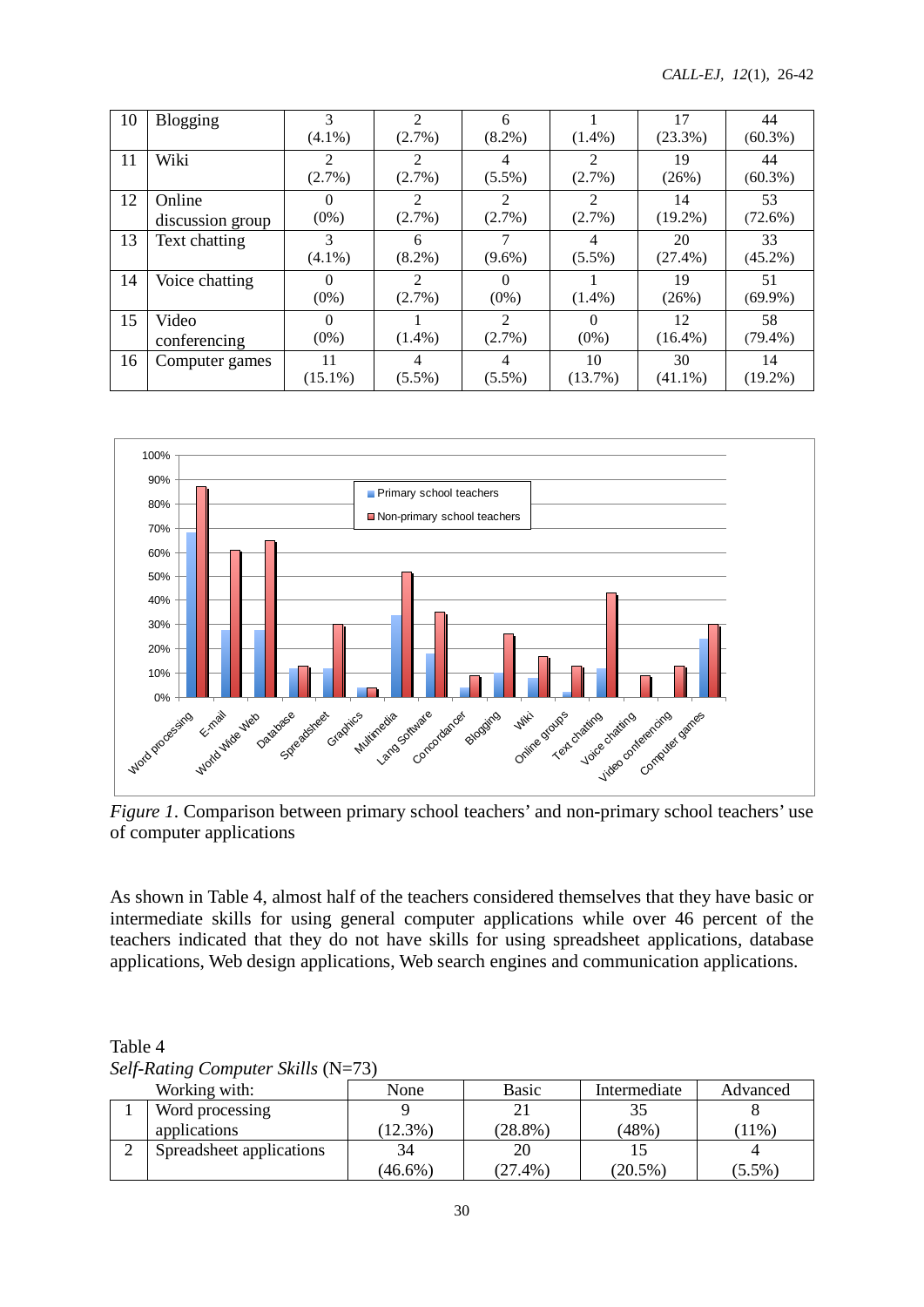| 10 | Blogging | 3 (4.1%) | 2 (2.7%) | 6 (8.2%) | 1 (1.4%) | 17 (23.3%) | 44 (60.3%) |
|---|---|---|---|---|---|---|---|
| 11 | Wiki | 2 (2.7%) | 2 (2.7%) | 4 (5.5%) | 2 (2.7%) | 19 (26%) | 44 (60.3%) |
| 12 | Online discussion group | 0 (0%) | 2 (2.7%) | 2 (2.7%) | 2 (2.7%) | 14 (19.2%) | 53 (72.6%) |
| 13 | Text chatting | 3 (4.1%) | 6 (8.2%) | 7 (9.6%) | 4 (5.5%) | 20 (27.4%) | 33 (45.2%) |
| 14 | Voice chatting | 0 (0%) | 2 (2.7%) | 0 (0%) | 1 (1.4%) | 19 (26%) | 51 (69.9%) |
| 15 | Video conferencing | 0 (0%) | 1 (1.4%) | 2 (2.7%) | 0 (0%) | 12 (16.4%) | 58 (79.4%) |
| 16 | Computer games | 11 (15.1%) | 4 (5.5%) | 4 (5.5%) | 10 (13.7%) | 30 (41.1%) | 14 (19.2%) |

*Figure 1*. Comparison between primary school teachers' and non-primary school teachers' use of computer applications

As shown in Table 4, almost half of the teachers considered themselves that they have basic or intermediate skills for using general computer applications while over 46 percent of the teachers indicated that they do not have skills for using spreadsheet applications, database applications, Web design applications, Web search engines and communication applications.

Table 4
*Self-Rating Computer Skills* (N=73)

| | Working with: | None | Basic | Intermediate | Advanced |
|---|---|---|---|---|---|
| 1 | Word processing applications | 9 (12.3%) | 21 (28.8%) | 35 (48%) | 8 (11%) |
| 2 | Spreadsheet applications | 34 (46.6%) | 20 (27.4%) | 15 (20.5%) | 4 (5.5%) |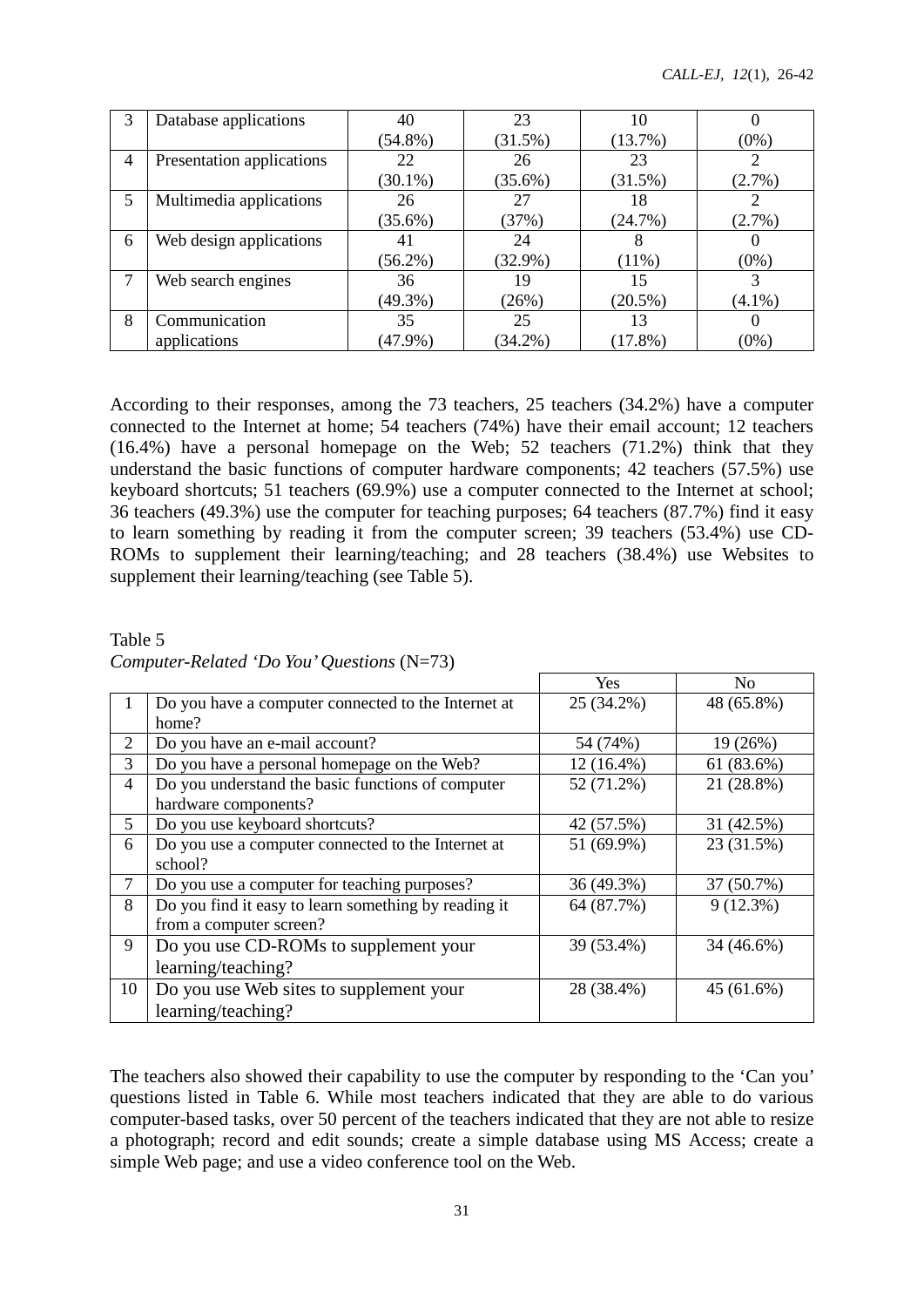| 3 | Database applications | 40 (54.8%) | 23 (31.5%) | 10 (13.7%) | 0 (0%) |
|---|---|---|---|---|---|
| 4 | Presentation applications | 22 (30.1%) | 26 (35.6%) | 23 (31.5%) | 2 (2.7%) |
| 5 | Multimedia applications | 26 (35.6%) | 27 (37%) | 18 (24.7%) | 2 (2.7%) |
| 6 | Web design applications | 41 (56.2%) | 24 (32.9%) | 8 (11%) | 0 (0%) |
| 7 | Web search engines | 36 (49.3%) | 19 (26%) | 15 (20.5%) | 3 (4.1%) |
| 8 | Communication applications | 35 (47.9%) | 25 (34.2%) | 13 (17.8%) | 0 (0%) |

According to their responses, among the 73 teachers, 25 teachers (34.2%) have a computer connected to the Internet at home; 54 teachers (74%) have their email account; 12 teachers (16.4%) have a personal homepage on the Web; 52 teachers (71.2%) think that they understand the basic functions of computer hardware components; 42 teachers (57.5%) use keyboard shortcuts; 51 teachers (69.9%) use a computer connected to the Internet at school; 36 teachers (49.3%) use the computer for teaching purposes; 64 teachers (87.7%) find it easy to learn something by reading it from the computer screen; 39 teachers (53.4%) use CD-ROMs to supplement their learning/teaching; and 28 teachers (38.4%) use Websites to supplement their learning/teaching (see Table 5).

Table 5
*Computer-Related 'Do You' Questions* (N=73)

| | | Yes | No |
|---|---|---|---|
| 1 | Do you have a computer connected to the Internet at home? | 25 (34.2%) | 48 (65.8%) |
| 2 | Do you have an e-mail account? | 54 (74%) | 19 (26%) |
| 3 | Do you have a personal homepage on the Web? | 12 (16.4%) | 61 (83.6%) |
| 4 | Do you understand the basic functions of computer hardware components? | 52 (71.2%) | 21 (28.8%) |
| 5 | Do you use keyboard shortcuts? | 42 (57.5%) | 31 (42.5%) |
| 6 | Do you use a computer connected to the Internet at school? | 51 (69.9%) | 23 (31.5%) |
| 7 | Do you use a computer for teaching purposes? | 36 (49.3%) | 37 (50.7%) |
| 8 | Do you find it easy to learn something by reading it from a computer screen? | 64 (87.7%) | 9 (12.3%) |
| 9 | Do you use CD-ROMs to supplement your learning/teaching? | 39 (53.4%) | 34 (46.6%) |
| 10 | Do you use Web sites to supplement your learning/teaching? | 28 (38.4%) | 45 (61.6%) |

The teachers also showed their capability to use the computer by responding to the 'Can you' questions listed in Table 6. While most teachers indicated that they are able to do various computer-based tasks, over 50 percent of the teachers indicated that they are not able to resize a photograph; record and edit sounds; create a simple database using MS Access; create a simple Web page; and use a video conference tool on the Web.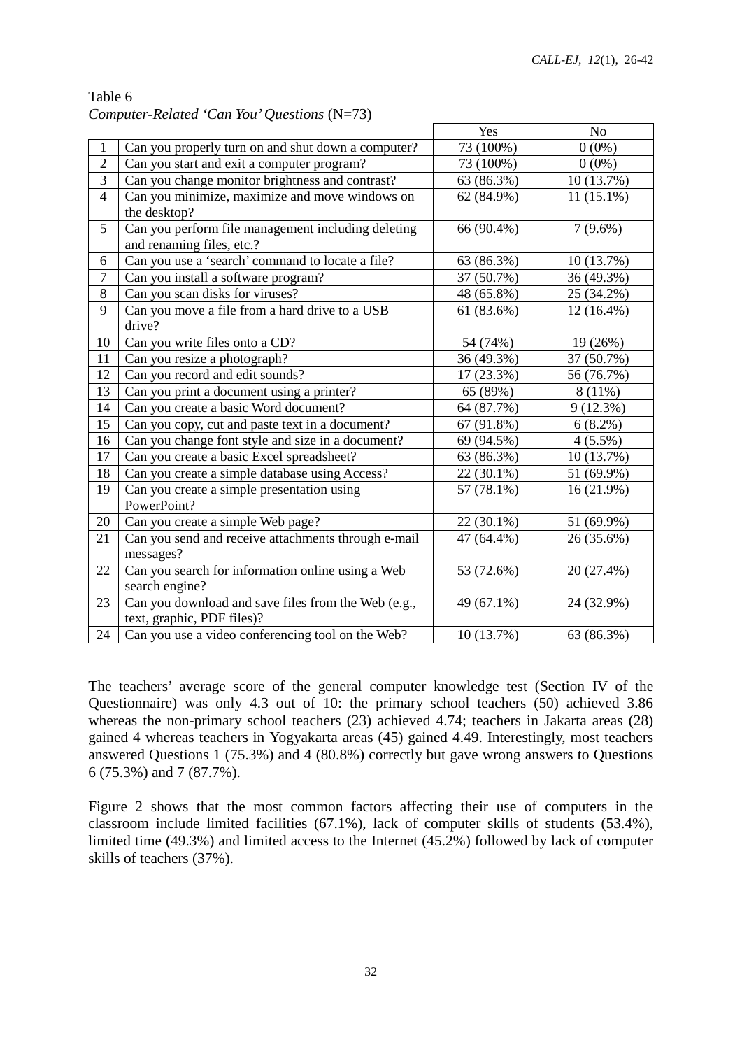Table 6
*Computer-Related 'Can You' Questions* (N=73)

| | | Yes | No |
|---|---|---|---|
| 1 | Can you properly turn on and shut down a computer? | 73 (100%) | 0 (0%) |
| 2 | Can you start and exit a computer program? | 73 (100%) | 0 (0%) |
| 3 | Can you change monitor brightness and contrast? | 63 (86.3%) | 10 (13.7%) |
| 4 | Can you minimize, maximize and move windows on the desktop? | 62 (84.9%) | 11 (15.1%) |
| 5 | Can you perform file management including deleting and renaming files, etc.? | 66 (90.4%) | 7 (9.6%) |
| 6 | Can you use a 'search' command to locate a file? | 63 (86.3%) | 10 (13.7%) |
| 7 | Can you install a software program? | 37 (50.7%) | 36 (49.3%) |
| 8 | Can you scan disks for viruses? | 48 (65.8%) | 25 (34.2%) |
| 9 | Can you move a file from a hard drive to a USB drive? | 61 (83.6%) | 12 (16.4%) |
| 10 | Can you write files onto a CD? | 54 (74%) | 19 (26%) |
| 11 | Can you resize a photograph? | 36 (49.3%) | 37 (50.7%) |
| 12 | Can you record and edit sounds? | 17 (23.3%) | 56 (76.7%) |
| 13 | Can you print a document using a printer? | 65 (89%) | 8 (11%) |
| 14 | Can you create a basic Word document? | 64 (87.7%) | 9 (12.3%) |
| 15 | Can you copy, cut and paste text in a document? | 67 (91.8%) | 6 (8.2%) |
| 16 | Can you change font style and size in a document? | 69 (94.5%) | 4 (5.5%) |
| 17 | Can you create a basic Excel spreadsheet? | 63 (86.3%) | 10 (13.7%) |
| 18 | Can you create a simple database using Access? | 22 (30.1%) | 51 (69.9%) |
| 19 | Can you create a simple presentation using PowerPoint? | 57 (78.1%) | 16 (21.9%) |
| 20 | Can you create a simple Web page? | 22 (30.1%) | 51 (69.9%) |
| 21 | Can you send and receive attachments through e-mail messages? | 47 (64.4%) | 26 (35.6%) |
| 22 | Can you search for information online using a Web search engine? | 53 (72.6%) | 20 (27.4%) |
| 23 | Can you download and save files from the Web (e.g., text, graphic, PDF files)? | 49 (67.1%) | 24 (32.9%) |
| 24 | Can you use a video conferencing tool on the Web? | 10 (13.7%) | 63 (86.3%) |

The teachers' average score of the general computer knowledge test (Section IV of the Questionnaire) was only 4.3 out of 10: the primary school teachers (50) achieved 3.86 whereas the non-primary school teachers (23) achieved 4.74; teachers in Jakarta areas (28) gained 4 whereas teachers in Yogyakarta areas (45) gained 4.49. Interestingly, most teachers answered Questions 1 (75.3%) and 4 (80.8%) correctly but gave wrong answers to Questions 6 (75.3%) and 7 (87.7%).

Figure 2 shows that the most common factors affecting their use of computers in the classroom include limited facilities (67.1%), lack of computer skills of students (53.4%), limited time (49.3%) and limited access to the Internet (45.2%) followed by lack of computer skills of teachers (37%).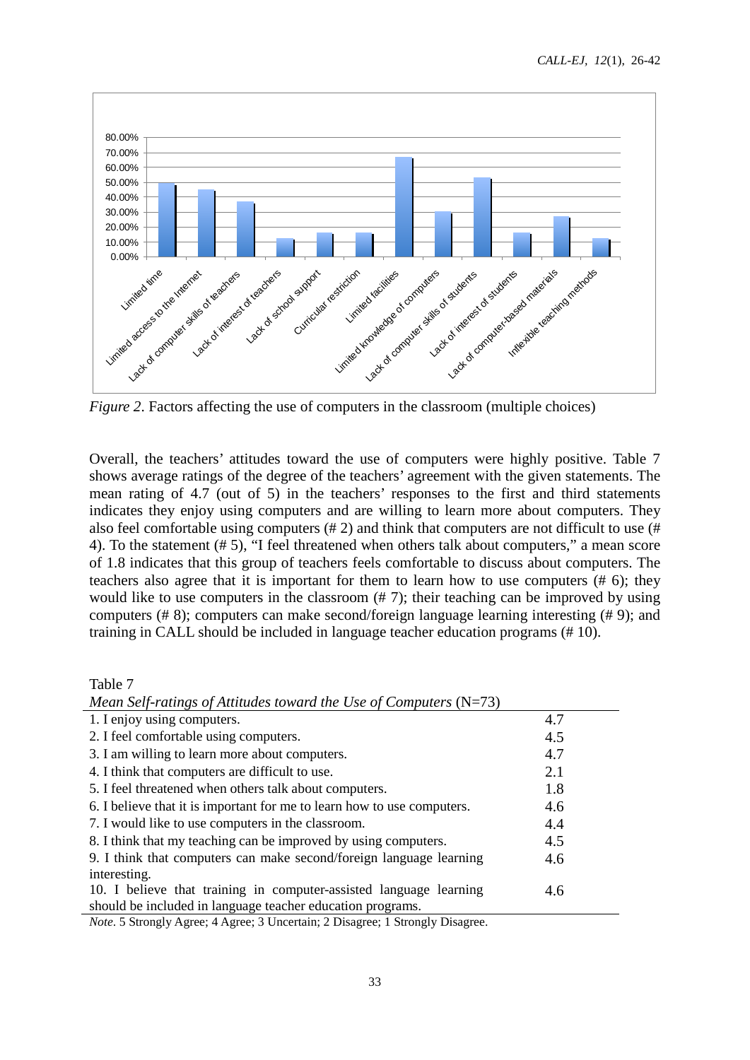*Figure 2*. Factors affecting the use of computers in the classroom (multiple choices)

Overall, the teachers' attitudes toward the use of computers were highly positive. Table 7 shows average ratings of the degree of the teachers' agreement with the given statements. The mean rating of 4.7 (out of 5) in the teachers' responses to the first and third statements indicates they enjoy using computers and are willing to learn more about computers. They also feel comfortable using computers (# 2) and think that computers are not difficult to use (# 4). To the statement (# 5), "I feel threatened when others talk about computers," a mean score of 1.8 indicates that this group of teachers feels comfortable to discuss about computers. The teachers also agree that it is important for them to learn how to use computers (# 6); they would like to use computers in the classroom (# 7); their teaching can be improved by using computers (# 8); computers can make second/foreign language learning interesting (# 9); and training in CALL should be included in language teacher education programs (# 10).

Table 7

*Mean Self-ratings of Attitudes toward the Use of Computers* (N=73)

| Statement | Mean |
|---|---|
| 1. I enjoy using computers. | 4.7 |
| 2. I feel comfortable using computers. | 4.5 |
| 3. I am willing to learn more about computers. | 4.7 |
| 4. I think that computers are difficult to use. | 2.1 |
| 5. I feel threatened when others talk about computers. | 1.8 |
| 6. I believe that it is important for me to learn how to use computers. | 4.6 |
| 7. I would like to use computers in the classroom. | 4.4 |
| 8. I think that my teaching can be improved by using computers. | 4.5 |
| 9. I think that computers can make second/foreign language learning interesting. | 4.6 |
| 10. I believe that training in computer-assisted language learning should be included in language teacher education programs. | 4.6 |

*Note*. 5 Strongly Agree; 4 Agree; 3 Uncertain; 2 Disagree; 1 Strongly Disagree.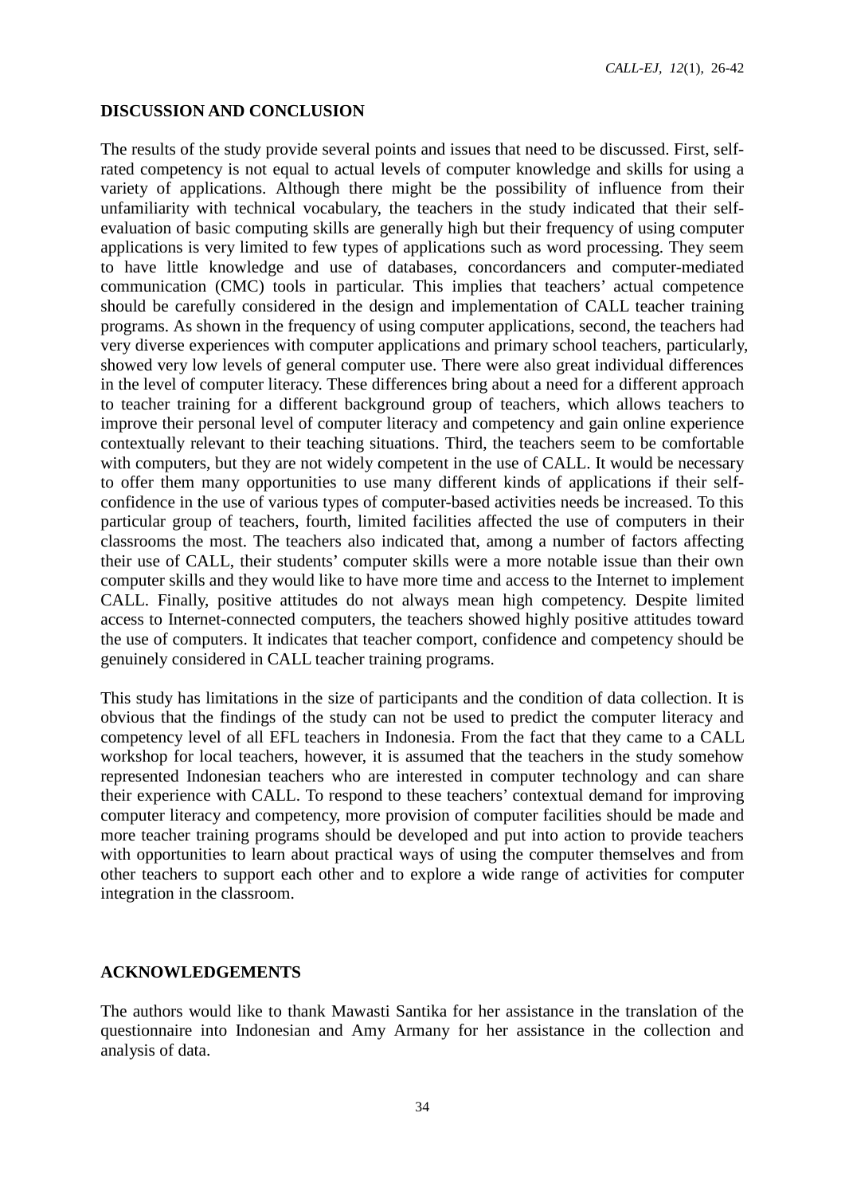## DISCUSSION AND CONCLUSION

The results of the study provide several points and issues that need to be discussed. First, self-rated competency is not equal to actual levels of computer knowledge and skills for using a variety of applications. Although there might be the possibility of influence from their unfamiliarity with technical vocabulary, the teachers in the study indicated that their self-evaluation of basic computing skills are generally high but their frequency of using computer applications is very limited to few types of applications such as word processing. They seem to have little knowledge and use of databases, concordancers and computer-mediated communication (CMC) tools in particular. This implies that teachers' actual competence should be carefully considered in the design and implementation of CALL teacher training programs. As shown in the frequency of using computer applications, second, the teachers had very diverse experiences with computer applications and primary school teachers, particularly, showed very low levels of general computer use. There were also great individual differences in the level of computer literacy. These differences bring about a need for a different approach to teacher training for a different background group of teachers, which allows teachers to improve their personal level of computer literacy and competency and gain online experience contextually relevant to their teaching situations. Third, the teachers seem to be comfortable with computers, but they are not widely competent in the use of CALL. It would be necessary to offer them many opportunities to use many different kinds of applications if their self-confidence in the use of various types of computer-based activities needs be increased. To this particular group of teachers, fourth, limited facilities affected the use of computers in their classrooms the most. The teachers also indicated that, among a number of factors affecting their use of CALL, their students' computer skills were a more notable issue than their own computer skills and they would like to have more time and access to the Internet to implement CALL. Finally, positive attitudes do not always mean high competency. Despite limited access to Internet-connected computers, the teachers showed highly positive attitudes toward the use of computers. It indicates that teacher comport, confidence and competency should be genuinely considered in CALL teacher training programs.

This study has limitations in the size of participants and the condition of data collection. It is obvious that the findings of the study can not be used to predict the computer literacy and competency level of all EFL teachers in Indonesia. From the fact that they came to a CALL workshop for local teachers, however, it is assumed that the teachers in the study somehow represented Indonesian teachers who are interested in computer technology and can share their experience with CALL. To respond to these teachers' contextual demand for improving computer literacy and competency, more provision of computer facilities should be made and more teacher training programs should be developed and put into action to provide teachers with opportunities to learn about practical ways of using the computer themselves and from other teachers to support each other and to explore a wide range of activities for computer integration in the classroom.

## ACKNOWLEDGEMENTS

The authors would like to thank Mawasti Santika for her assistance in the translation of the questionnaire into Indonesian and Amy Armany for her assistance in the collection and analysis of data.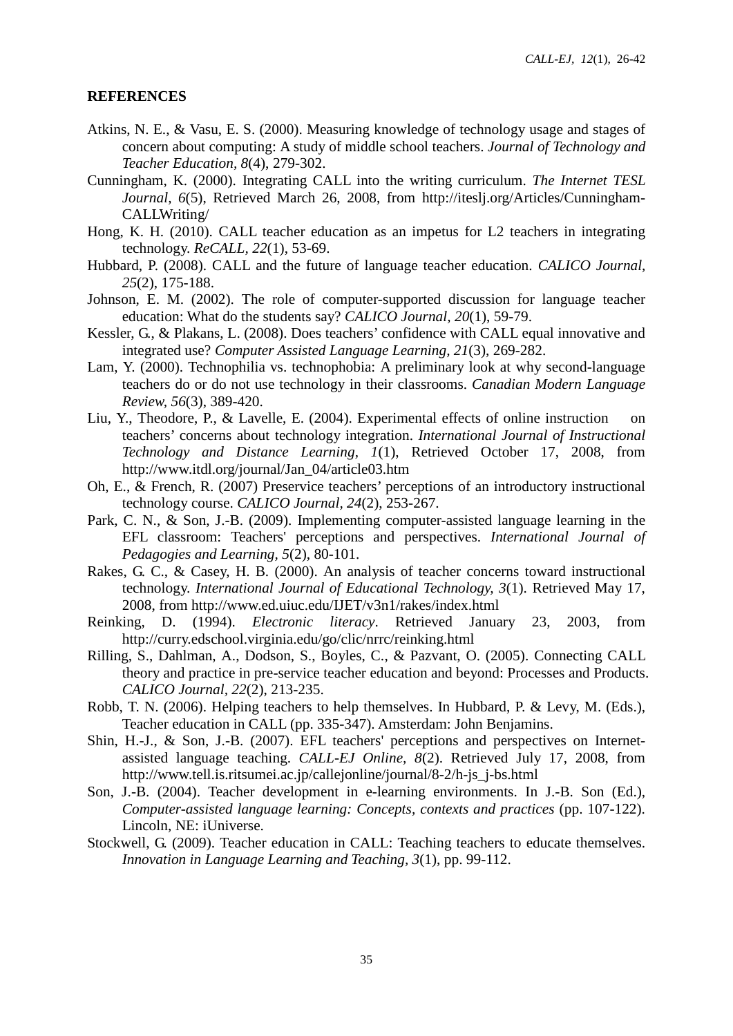**REFERENCES**

Atkins, N. E., & Vasu, E. S. (2000). Measuring knowledge of technology usage and stages of concern about computing: A study of middle school teachers. *Journal of Technology and Teacher Education, 8*(4), 279-302.

Cunningham, K. (2000). Integrating CALL into the writing curriculum. *The Internet TESL Journal, 6*(5), Retrieved March 26, 2008, from http://iteslj.org/Articles/Cunningham-CALLWriting/

Hong, K. H. (2010). CALL teacher education as an impetus for L2 teachers in integrating technology. *ReCALL, 22*(1), 53-69.

Hubbard, P. (2008). CALL and the future of language teacher education. *CALICO Journal, 25*(2), 175-188.

Johnson, E. M. (2002). The role of computer-supported discussion for language teacher education: What do the students say? *CALICO Journal, 20*(1), 59-79.

Kessler, G., & Plakans, L. (2008). Does teachers' confidence with CALL equal innovative and integrated use? *Computer Assisted Language Learning, 21*(3), 269-282.

Lam, Y. (2000). Technophilia vs. technophobia: A preliminary look at why second-language teachers do or do not use technology in their classrooms. *Canadian Modern Language Review, 56*(3), 389-420.

Liu, Y., Theodore, P., & Lavelle, E. (2004). Experimental effects of online instruction on teachers' concerns about technology integration. *International Journal of Instructional Technology and Distance Learning, 1*(1), Retrieved October 17, 2008, from http://www.itdl.org/journal/Jan_04/article03.htm

Oh, E., & French, R. (2007) Preservice teachers' perceptions of an introductory instructional technology course. *CALICO Journal, 24*(2), 253-267.

Park, C. N., & Son, J.-B. (2009). Implementing computer-assisted language learning in the EFL classroom: Teachers' perceptions and perspectives. *International Journal of Pedagogies and Learning, 5*(2), 80-101.

Rakes, G. C., & Casey, H. B. (2000). An analysis of teacher concerns toward instructional technology. *International Journal of Educational Technology, 3*(1). Retrieved May 17, 2008, from http://www.ed.uiuc.edu/IJET/v3n1/rakes/index.html

Reinking, D. (1994). *Electronic literacy*. Retrieved January 23, 2003, from http://curry.edschool.virginia.edu/go/clic/nrrc/reinking.html

Rilling, S., Dahlman, A., Dodson, S., Boyles, C., & Pazvant, O. (2005). Connecting CALL theory and practice in pre-service teacher education and beyond: Processes and Products. *CALICO Journal, 22*(2), 213-235.

Robb, T. N. (2006). Helping teachers to help themselves. In Hubbard, P. & Levy, M. (Eds.), Teacher education in CALL (pp. 335-347). Amsterdam: John Benjamins.

Shin, H.-J., & Son, J.-B. (2007). EFL teachers' perceptions and perspectives on Internet-assisted language teaching. *CALL-EJ Online, 8*(2). Retrieved July 17, 2008, from http://www.tell.is.ritsumei.ac.jp/callejonline/journal/8-2/h-js_j-bs.html

Son, J.-B. (2004). Teacher development in e-learning environments. In J.-B. Son (Ed.), *Computer-assisted language learning: Concepts, contexts and practices* (pp. 107-122). Lincoln, NE: iUniverse.

Stockwell, G. (2009). Teacher education in CALL: Teaching teachers to educate themselves. *Innovation in Language Learning and Teaching, 3*(1), pp. 99-112.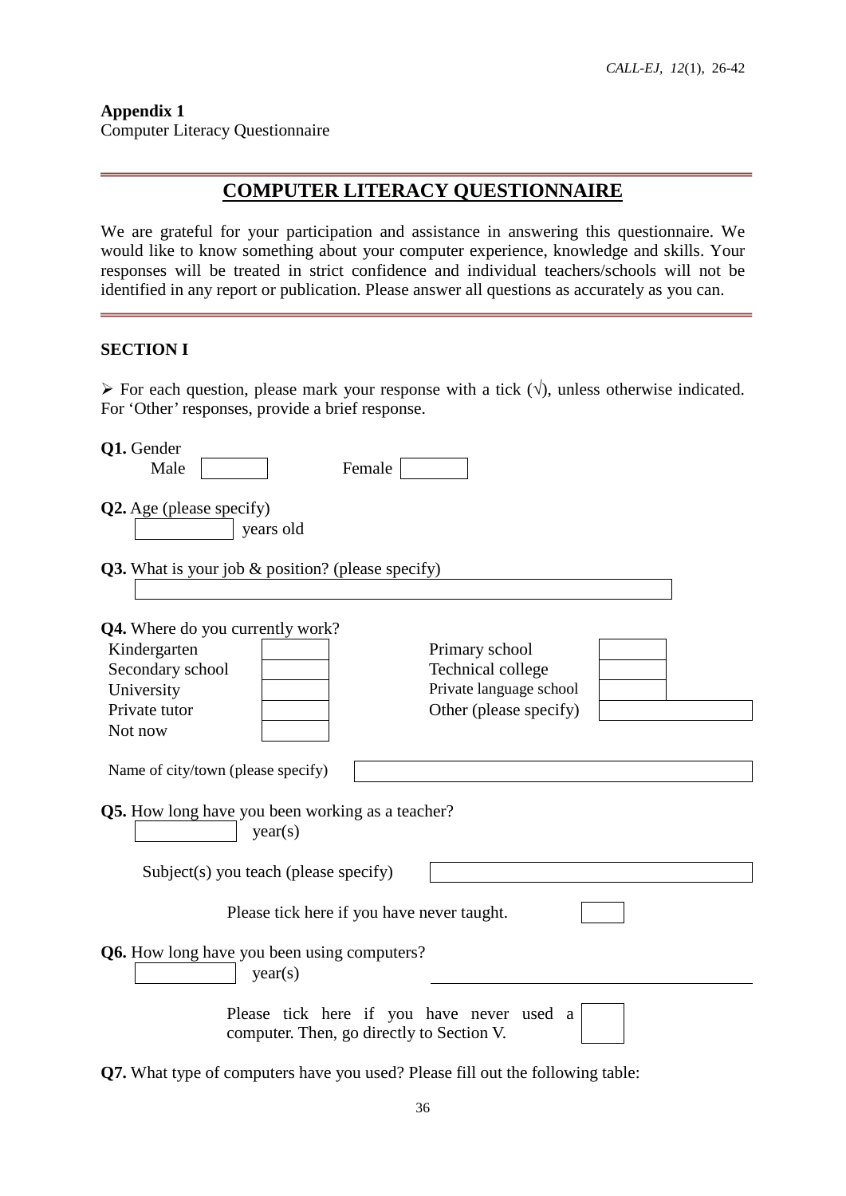**Appendix 1**
Computer Literacy Questionnaire

# COMPUTER LITERACY QUESTIONNAIRE

We are grateful for your participation and assistance in answering this questionnaire. We would like to know something about your computer experience, knowledge and skills. Your responses will be treated in strict confidence and individual teachers/schools will not be identified in any report or publication. Please answer all questions as accurately as you can.

## SECTION I

➢ For each question, please mark your response with a tick (√), unless otherwise indicated. For 'Other' responses, provide a brief response.

**Q1.** Gender

Male ☐ Female ☐

**Q2.** Age (please specify)

☐ years old

**Q3.** What is your job & position? (please specify)

☐

**Q4.** Where do you currently work?

| | | | |
|---|---|---|---|
| Kindergarten | ☐ | Primary school | ☐ |
| Secondary school | ☐ | Technical college | ☐ |
| University | ☐ | Private language school | ☐ |
| Private tutor | ☐ | Other (please specify) | ☐ |
| Not now | ☐ | | |

Name of city/town (please specify) ☐

**Q5.** How long have you been working as a teacher?

☐ year(s)

Subject(s) you teach (please specify) ☐

Please tick here if you have never taught. ☐

**Q6.** How long have you been using computers?

☐ year(s)

Please tick here if you have never used a computer. Then, go directly to Section V. ☐

**Q7.** What type of computers have you used? Please fill out the following table: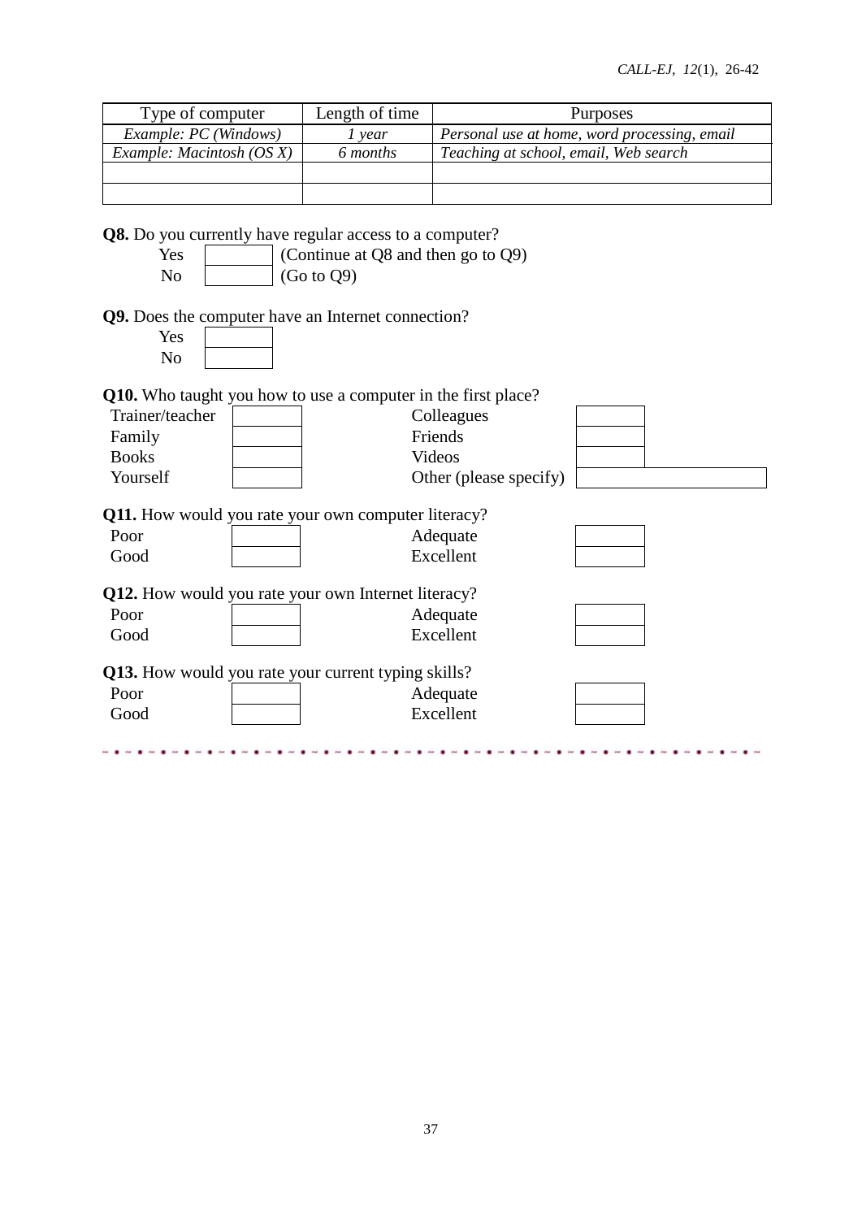| Type of computer | Length of time | Purposes |
|---|---|---|
| *Example: PC (Windows)* | *1 year* | *Personal use at home, word processing, email* |
| *Example: Macintosh (OS X)* | *6 months* | *Teaching at school, email, Web search* |
| | | |
| | | |

**Q8.** Do you currently have regular access to a computer?

| | | |
|---|---|---|
| Yes | | (Continue at Q8 and then go to Q9) |
| No | | (Go to Q9) |

**Q9.** Does the computer have an Internet connection?

| | |
|---|---|
| Yes | |
| No | |

**Q10.** Who taught you how to use a computer in the first place?

| | | | |
|---|---|---|---|
| Trainer/teacher | | Colleagues | |
| Family | | Friends | |
| Books | | Videos | |
| Yourself | | Other (please specify) | |

**Q11.** How would you rate your own computer literacy?

| | | | |
|---|---|---|---|
| Poor | | Adequate | |
| Good | | Excellent | |

**Q12.** How would you rate your own Internet literacy?

| | | | |
|---|---|---|---|
| Poor | | Adequate | |
| Good | | Excellent | |

**Q13.** How would you rate your current typing skills?

| | | | |
|---|---|---|---|
| Poor | | Adequate | |
| Good | | Excellent | |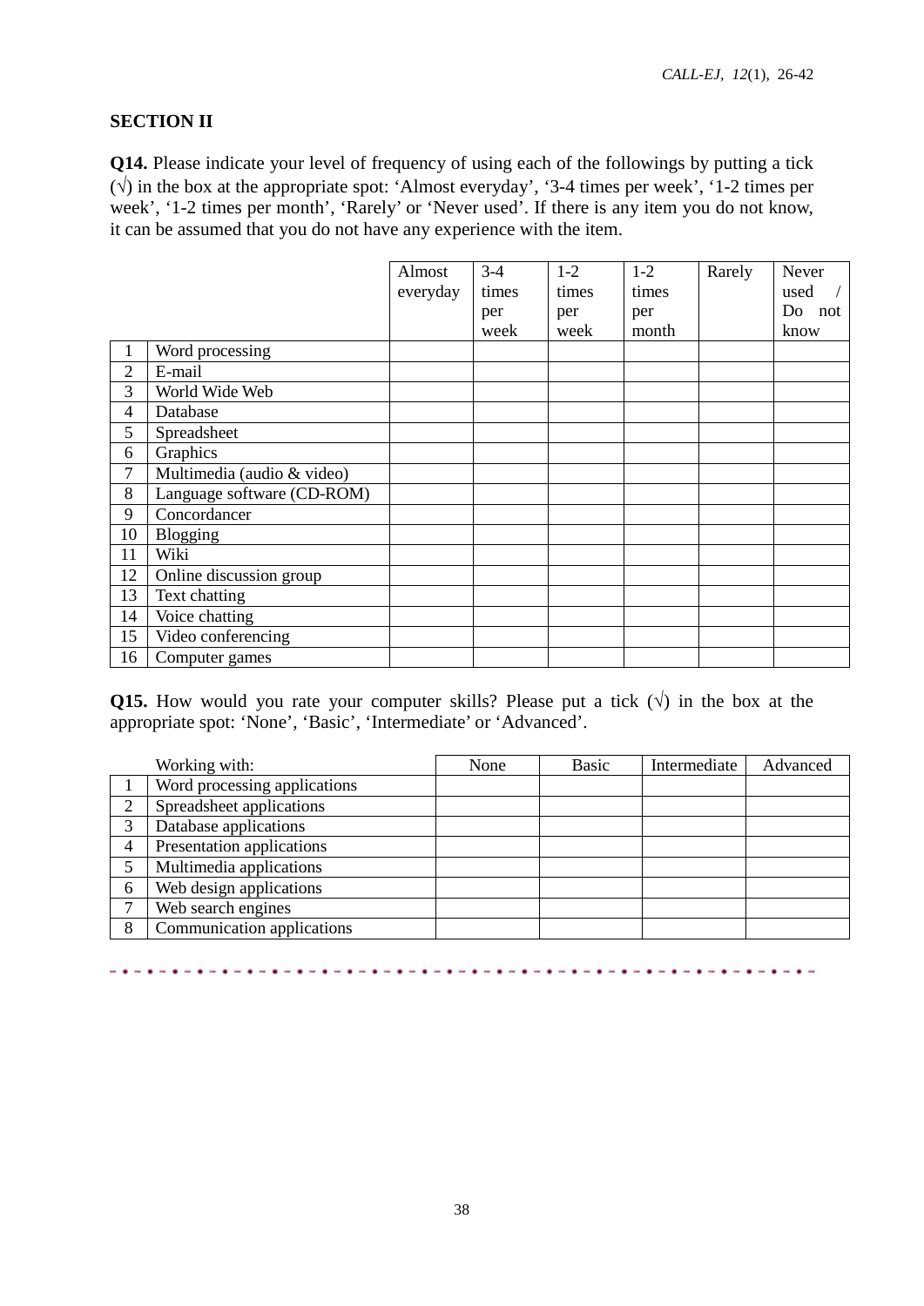**SECTION II**

**Q14.** Please indicate your level of frequency of using each of the followings by putting a tick (√) in the box at the appropriate spot: 'Almost everyday', '3-4 times per week', '1-2 times per week', '1-2 times per month', 'Rarely' or 'Never used'. If there is any item you do not know, it can be assumed that you do not have any experience with the item.

| | | Almost everyday | 3-4 times per week | 1-2 times per week | 1-2 times per month | Rarely | Never used / Do not know |
|---|---|---|---|---|---|---|---|
| 1 | Word processing | | | | | | |
| 2 | E-mail | | | | | | |
| 3 | World Wide Web | | | | | | |
| 4 | Database | | | | | | |
| 5 | Spreadsheet | | | | | | |
| 6 | Graphics | | | | | | |
| 7 | Multimedia (audio & video) | | | | | | |
| 8 | Language software (CD-ROM) | | | | | | |
| 9 | Concordancer | | | | | | |
| 10 | Blogging | | | | | | |
| 11 | Wiki | | | | | | |
| 12 | Online discussion group | | | | | | |
| 13 | Text chatting | | | | | | |
| 14 | Voice chatting | | | | | | |
| 15 | Video conferencing | | | | | | |
| 16 | Computer games | | | | | | |

**Q15.** How would you rate your computer skills? Please put a tick (√) in the box at the appropriate spot: 'None', 'Basic', 'Intermediate' or 'Advanced'.

| | Working with: | None | Basic | Intermediate | Advanced |
|---|---|---|---|---|---|
| 1 | Word processing applications | | | | |
| 2 | Spreadsheet applications | | | | |
| 3 | Database applications | | | | |
| 4 | Presentation applications | | | | |
| 5 | Multimedia applications | | | | |
| 6 | Web design applications | | | | |
| 7 | Web search engines | | | | |
| 8 | Communication applications | | | | |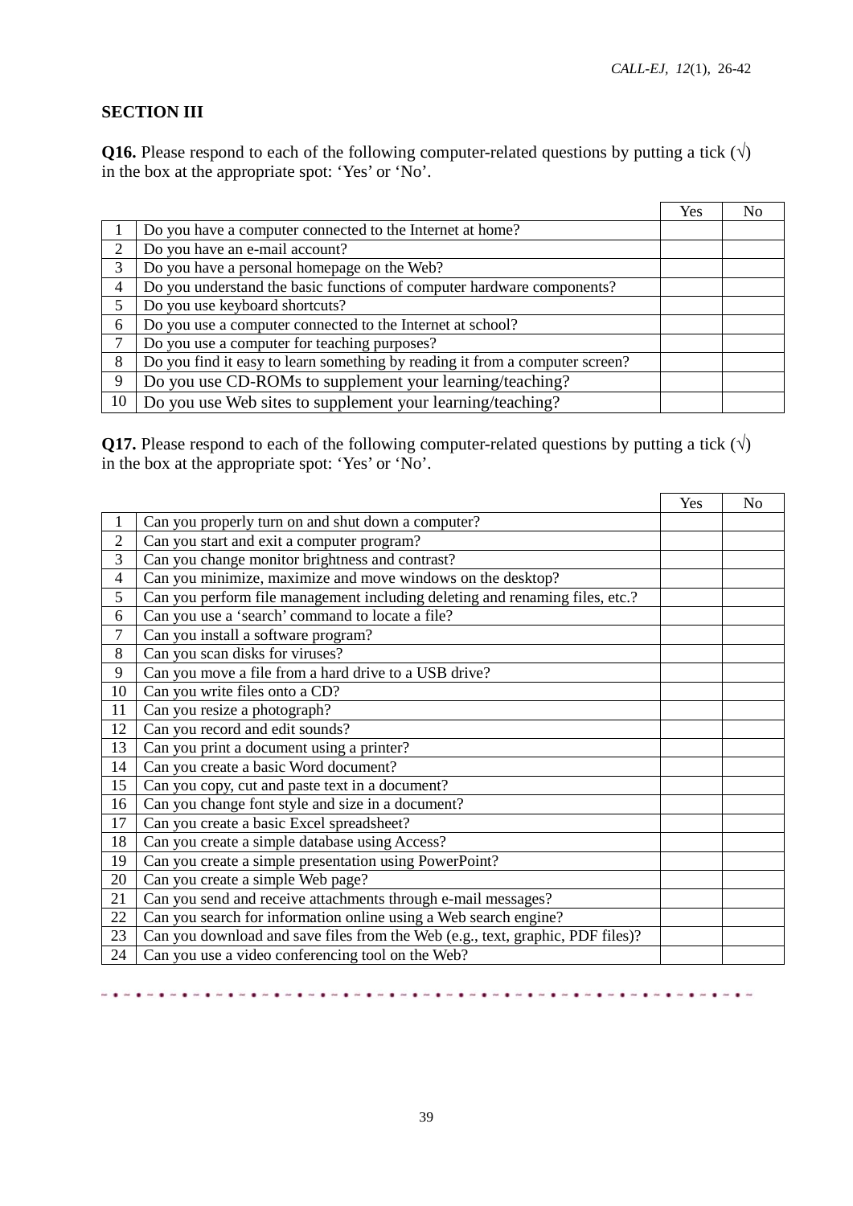**SECTION III**

**Q16.** Please respond to each of the following computer-related questions by putting a tick (√) in the box at the appropriate spot: 'Yes' or 'No'.

| | | Yes | No |
|---|---|---|---|
| 1 | Do you have a computer connected to the Internet at home? | | |
| 2 | Do you have an e-mail account? | | |
| 3 | Do you have a personal homepage on the Web? | | |
| 4 | Do you understand the basic functions of computer hardware components? | | |
| 5 | Do you use keyboard shortcuts? | | |
| 6 | Do you use a computer connected to the Internet at school? | | |
| 7 | Do you use a computer for teaching purposes? | | |
| 8 | Do you find it easy to learn something by reading it from a computer screen? | | |
| 9 | Do you use CD-ROMs to supplement your learning/teaching? | | |
| 10 | Do you use Web sites to supplement your learning/teaching? | | |

**Q17.** Please respond to each of the following computer-related questions by putting a tick (√) in the box at the appropriate spot: 'Yes' or 'No'.

| | | Yes | No |
|---|---|---|---|
| 1 | Can you properly turn on and shut down a computer? | | |
| 2 | Can you start and exit a computer program? | | |
| 3 | Can you change monitor brightness and contrast? | | |
| 4 | Can you minimize, maximize and move windows on the desktop? | | |
| 5 | Can you perform file management including deleting and renaming files, etc.? | | |
| 6 | Can you use a 'search' command to locate a file? | | |
| 7 | Can you install a software program? | | |
| 8 | Can you scan disks for viruses? | | |
| 9 | Can you move a file from a hard drive to a USB drive? | | |
| 10 | Can you write files onto a CD? | | |
| 11 | Can you resize a photograph? | | |
| 12 | Can you record and edit sounds? | | |
| 13 | Can you print a document using a printer? | | |
| 14 | Can you create a basic Word document? | | |
| 15 | Can you copy, cut and paste text in a document? | | |
| 16 | Can you change font style and size in a document? | | |
| 17 | Can you create a basic Excel spreadsheet? | | |
| 18 | Can you create a simple database using Access? | | |
| 19 | Can you create a simple presentation using PowerPoint? | | |
| 20 | Can you create a simple Web page? | | |
| 21 | Can you send and receive attachments through e-mail messages? | | |
| 22 | Can you search for information online using a Web search engine? | | |
| 23 | Can you download and save files from the Web (e.g., text, graphic, PDF files)? | | |
| 24 | Can you use a video conferencing tool on the Web? | | |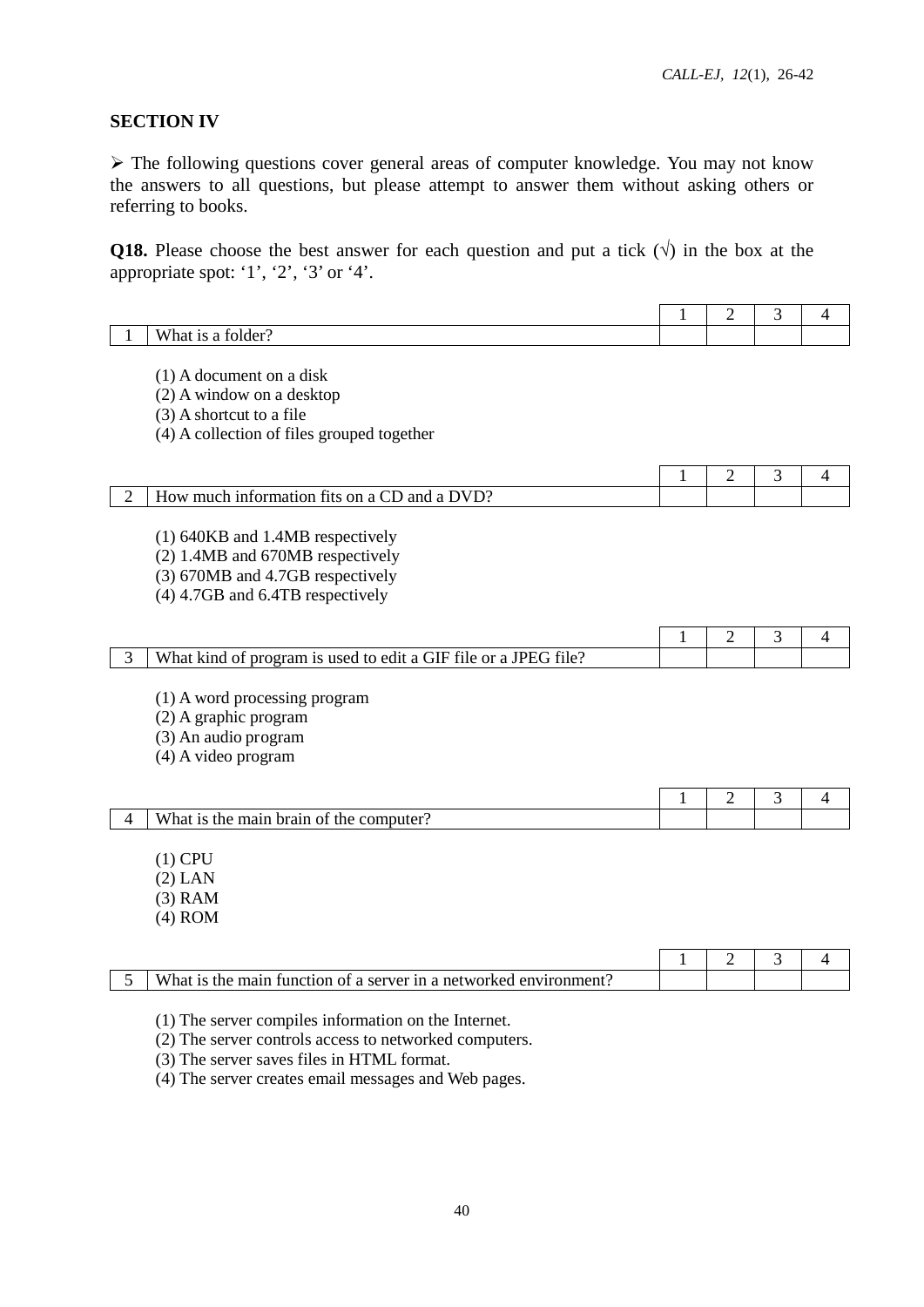## SECTION IV

➢ The following questions cover general areas of computer knowledge. You may not know the answers to all questions, but please attempt to answer them without asking others or referring to books.

**Q18.** Please choose the best answer for each question and put a tick (√) in the box at the appropriate spot: '1', '2', '3' or '4'.

| | | 1 | 2 | 3 | 4 |
|---|---|---|---|---|---|
| 1 | What is a folder? | | | | |

(1) A document on a disk
(2) A window on a desktop
(3) A shortcut to a file
(4) A collection of files grouped together

| | | 1 | 2 | 3 | 4 |
|---|---|---|---|---|---|
| 2 | How much information fits on a CD and a DVD? | | | | |

(1) 640KB and 1.4MB respectively
(2) 1.4MB and 670MB respectively
(3) 670MB and 4.7GB respectively
(4) 4.7GB and 6.4TB respectively

| | | 1 | 2 | 3 | 4 |
|---|---|---|---|---|---|
| 3 | What kind of program is used to edit a GIF file or a JPEG file? | | | | |

(1) A word processing program
(2) A graphic program
(3) An audio program
(4) A video program

| | | 1 | 2 | 3 | 4 |
|---|---|---|---|---|---|
| 4 | What is the main brain of the computer? | | | | |

(1) CPU
(2) LAN
(3) RAM
(4) ROM

| | | 1 | 2 | 3 | 4 |
|---|---|---|---|---|---|
| 5 | What is the main function of a server in a networked environment? | | | | |

(1) The server compiles information on the Internet.
(2) The server controls access to networked computers.
(3) The server saves files in HTML format.
(4) The server creates email messages and Web pages.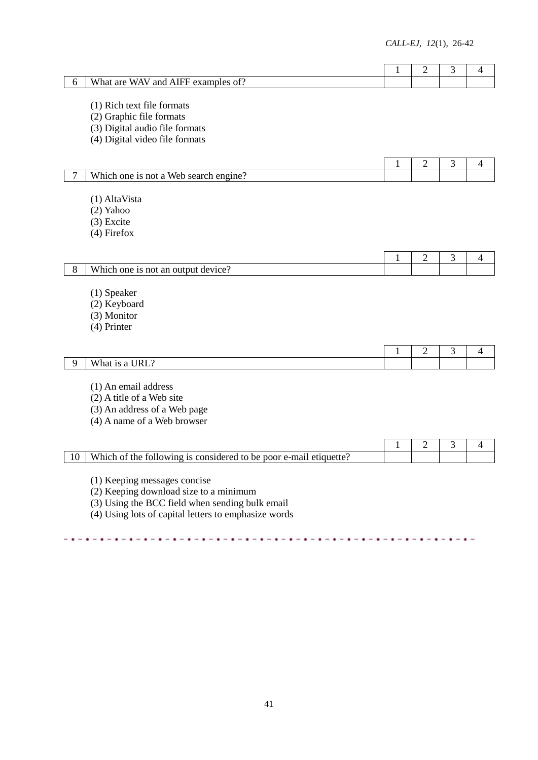| | | 1 | 2 | 3 | 4 |
|---|---|---|---|---|---|
| 6 | What are WAV and AIFF examples of? | | | | |

(1) Rich text file formats
(2) Graphic file formats
(3) Digital audio file formats
(4) Digital video file formats

| | | 1 | 2 | 3 | 4 |
|---|---|---|---|---|---|
| 7 | Which one is not a Web search engine? | | | | |

(1) AltaVista
(2) Yahoo
(3) Excite
(4) Firefox

| | | 1 | 2 | 3 | 4 |
|---|---|---|---|---|---|
| 8 | Which one is not an output device? | | | | |

(1) Speaker
(2) Keyboard
(3) Monitor
(4) Printer

| | | 1 | 2 | 3 | 4 |
|---|---|---|---|---|---|
| 9 | What is a URL? | | | | |

(1) An email address
(2) A title of a Web site
(3) An address of a Web page
(4) A name of a Web browser

| | | 1 | 2 | 3 | 4 |
|---|---|---|---|---|---|
| 10 | Which of the following is considered to be poor e-mail etiquette? | | | | |

(1) Keeping messages concise
(2) Keeping download size to a minimum
(3) Using the BCC field when sending bulk email
(4) Using lots of capital letters to emphasize words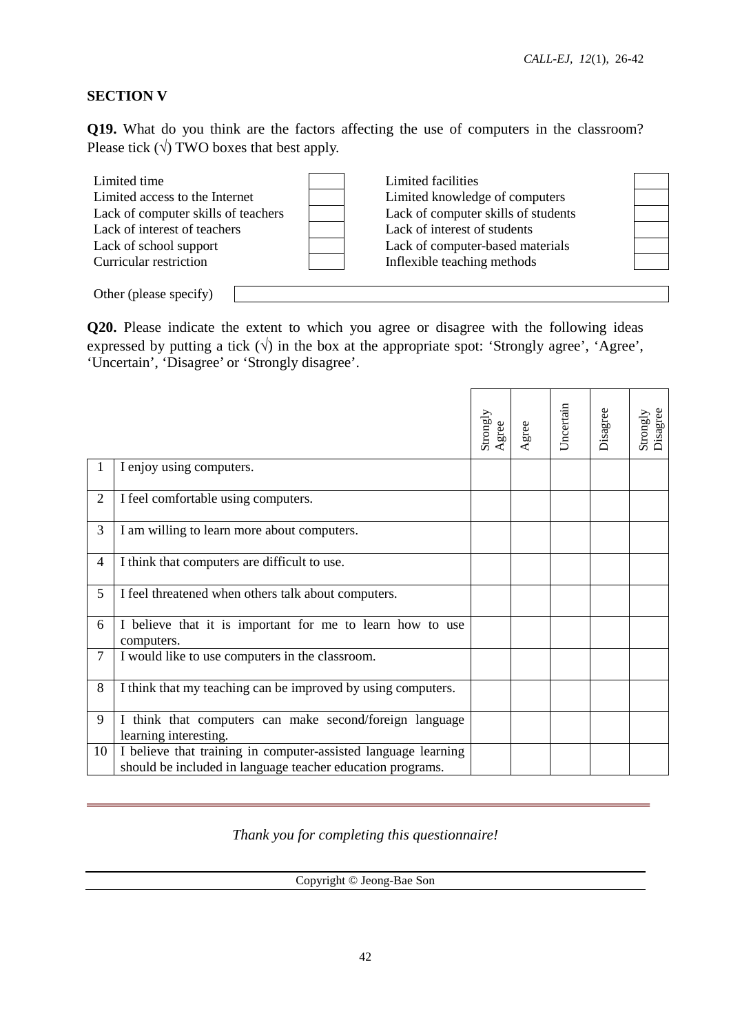## SECTION V

**Q19.** What do you think are the factors affecting the use of computers in the classroom? Please tick (√) TWO boxes that best apply.

| | | | |
|---|---|---|---|
| Limited time | | Limited facilities | |
| Limited access to the Internet | | Limited knowledge of computers | |
| Lack of computer skills of teachers | | Lack of computer skills of students | |
| Lack of interest of teachers | | Lack of interest of students | |
| Lack of school support | | Lack of computer-based materials | |
| Curricular restriction | | Inflexible teaching methods | |

Other (please specify)

**Q20.** Please indicate the extent to which you agree or disagree with the following ideas expressed by putting a tick (√) in the box at the appropriate spot: 'Strongly agree', 'Agree', 'Uncertain', 'Disagree' or 'Strongly disagree'.

| | | Strongly Agree | Agree | Uncertain | Disagree | Strongly Disagree |
|---|---|---|---|---|---|---|
| 1 | I enjoy using computers. | | | | | |
| 2 | I feel comfortable using computers. | | | | | |
| 3 | I am willing to learn more about computers. | | | | | |
| 4 | I think that computers are difficult to use. | | | | | |
| 5 | I feel threatened when others talk about computers. | | | | | |
| 6 | I believe that it is important for me to learn how to use computers. | | | | | |
| 7 | I would like to use computers in the classroom. | | | | | |
| 8 | I think that my teaching can be improved by using computers. | | | | | |
| 9 | I think that computers can make second/foreign language learning interesting. | | | | | |
| 10 | I believe that training in computer-assisted language learning should be included in language teacher education programs. | | | | | |

*Thank you for completing this questionnaire!*

Copyright © Jeong-Bae Son